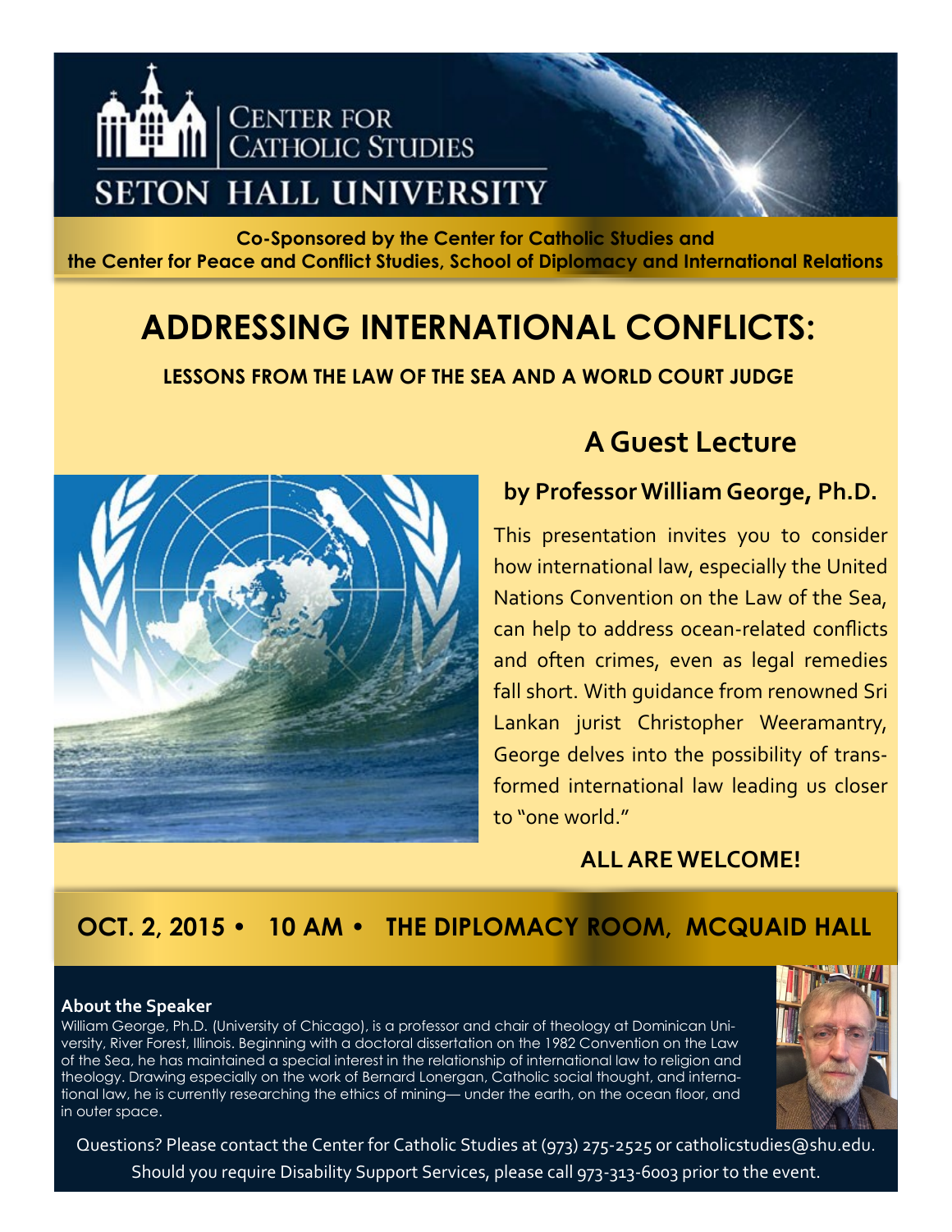CENTER FOR CATHOLIC STUDIES

SETON HALL UNIVERSITY

**Co-Sponsored by the Center for Catholic Studies and the Center for Peace and Conflict Studies, School of Diplomacy and International Relations**

# ADDRESSING INTERNATIONAL CONFLICTS:

### LESSONS FROM THE LAW OF THE SEA AND A WORLD COURT JUDGE

## A Guest Lecture

### by Professor William George, Ph.D.

This presentation invites you to consider how international law, especially the United Nations Convention on the Law of the Sea, can help to address ocean-related conflicts and often crimes, even as legal remedies fall short. With guidance from renowned Sri Lankan jurist Christopher Weeramantry, George delves into the possibility of transformed international law leading us closer to "one world."

**ALL ARE WELCOME!**

## OCT. 2, 2015 • 10 AM • THE DIPLOMACY ROOM, MCQUAID HALL

**About the Speaker**

William George, Ph.D. (University of Chicago), is a professor and chair of theology at Dominican University, River Forest, Illinois. Beginning with a doctoral dissertation on the 1982 Convention on the Law of the Sea, he has maintained a special interest in the relationship of international law to religion and theology. Drawing especially on the work of Bernard Lonergan, Catholic social thought, and international law, he is currently researching the ethics of mining— under the earth, on the ocean floor, and in outer space.

Questions? Please contact the Center for Catholic Studies at (973) 275-2525 or catholicstudies@shu.edu.

Should you require Disability Support Services, please call 973-313-6003 prior to the event.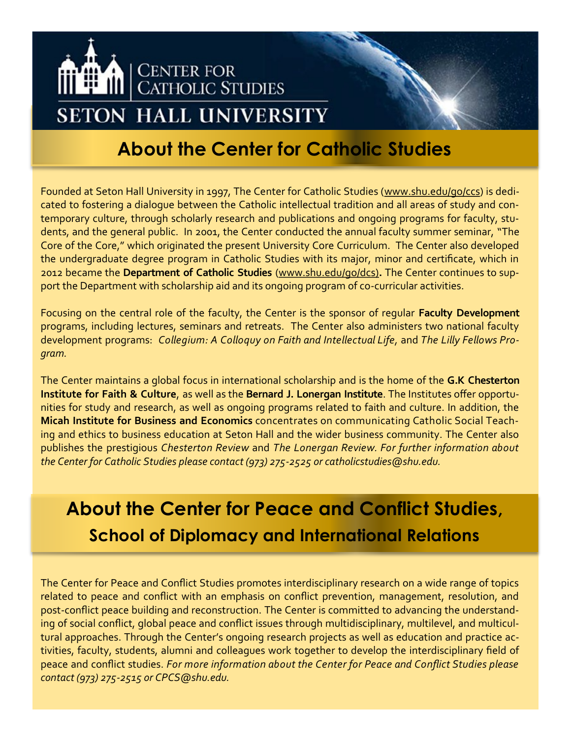CENTER FOR CATHOLIC STUDIES

SETON HALL UNIVERSITY

## About the Center for Catholic Studies

Founded at Seton Hall University in 1997, The Center for Catholic Studies (www.shu.edu/go/ccs) is dedicated to fostering a dialogue between the Catholic intellectual tradition and all areas of study and contemporary culture, through scholarly research and publications and ongoing programs for faculty, students, and the general public. In 2001, the Center conducted the annual faculty summer seminar, "The Core of the Core," which originated the present University Core Curriculum. The Center also developed the undergraduate degree program in Catholic Studies with its major, minor and certificate, which in 2012 became the **Department of Catholic Studies** (www.shu.edu/go/dcs)**.** The Center continues to support the Department with scholarship aid and its ongoing program of co-curricular activities.

Focusing on the central role of the faculty, the Center is the sponsor of regular **Faculty Development** programs, including lectures, seminars and retreats. The Center also administers two national faculty development programs: *Collegium: A Colloquy on Faith and Intellectual Life*, and *The Lilly Fellows Program.*

The Center maintains a global focus in international scholarship and is the home of the **G.K Chesterton Institute for Faith & Culture**, as well as the **Bernard J. Lonergan Institute**. The Institutes offer opportunities for study and research, as well as ongoing programs related to faith and culture. In addition, the **Micah Institute for Business and Economics** concentrates on communicating Catholic Social Teaching and ethics to business education at Seton Hall and the wider business community. The Center also publishes the prestigious *Chesterton Review* and *The Lonergan Review. For further information about the Center for Catholic Studies please contact (973) 275-2525 or catholicstudies@shu.edu.*

## About the Center for Peace and Conflict Studies,
### School of Diplomacy and International Relations

The Center for Peace and Conflict Studies promotes interdisciplinary research on a wide range of topics related to peace and conflict with an emphasis on conflict prevention, management, resolution, and post-conflict peace building and reconstruction. The Center is committed to advancing the understanding of social conflict, global peace and conflict issues through multidisciplinary, multilevel, and multicultural approaches. Through the Center's ongoing research projects as well as education and practice activities, faculty, students, alumni and colleagues work together to develop the interdisciplinary field of peace and conflict studies. *For more information about the Center for Peace and Conflict Studies please contact (973) 275-2515 or CPCS@shu.edu.*